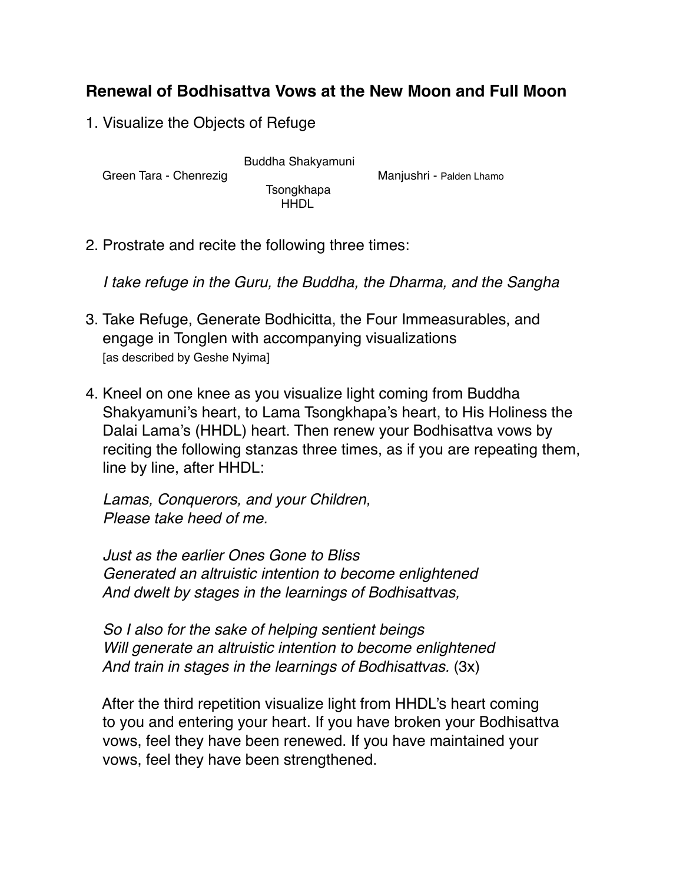## Renewal of Bodhisattva Vows at the New Moon and Full Moon

1. Visualize the Objects of Refuge

   Buddha Shakyamuni

   Green Tara - Chenrezig

   Manjushri - Palden Lhamo

   Tsongkhapa

   HHDL

2. Prostrate and recite the following three times:

   *I take refuge in the Guru, the Buddha, the Dharma, and the Sangha*

3. Take Refuge, Generate Bodhicitta, the Four Immeasurables, and engage in Tonglen with accompanying visualizations
   [as described by Geshe Nyima]

4. Kneel on one knee as you visualize light coming from Buddha Shakyamuni's heart, to Lama Tsongkhapa's heart, to His Holiness the Dalai Lama's (HHDL) heart. Then renew your Bodhisattva vows by reciting the following stanzas three times, as if you are repeating them, line by line, after HHDL:

   *Lamas, Conquerors, and your Children,*
   *Please take heed of me.*

   *Just as the earlier Ones Gone to Bliss*
   *Generated an altruistic intention to become enlightened*
   *And dwelt by stages in the learnings of Bodhisattvas,*

   *So I also for the sake of helping sentient beings*
   *Will generate an altruistic intention to become enlightened*
   *And train in stages in the learnings of Bodhisattvas.* (3x)

   After the third repetition visualize light from HHDL's heart coming to you and entering your heart. If you have broken your Bodhisattva vows, feel they have been renewed. If you have maintained your vows, feel they have been strengthened.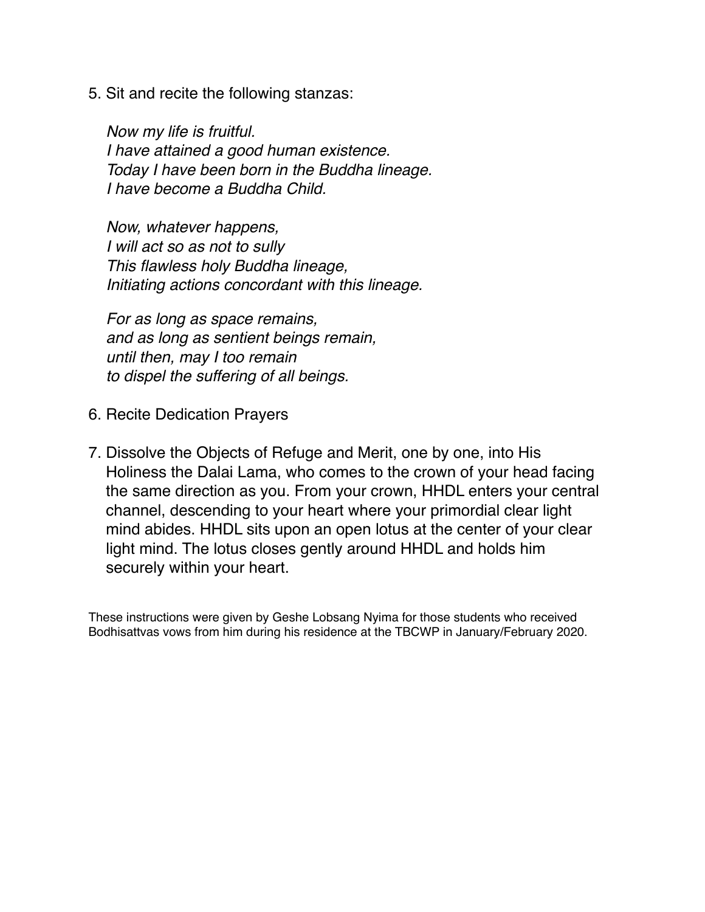5. Sit and recite the following stanzas:

   *Now my life is fruitful.*
   *I have attained a good human existence.*
   *Today I have been born in the Buddha lineage.*
   *I have become a Buddha Child.*

   *Now, whatever happens,*
   *I will act so as not to sully*
   *This flawless holy Buddha lineage,*
   *Initiating actions concordant with this lineage.*

   *For as long as space remains,*
   *and as long as sentient beings remain,*
   *until then, may I too remain*
   *to dispel the suffering of all beings.*

6. Recite Dedication Prayers

7. Dissolve the Objects of Refuge and Merit, one by one, into His Holiness the Dalai Lama, who comes to the crown of your head facing the same direction as you. From your crown, HHDL enters your central channel, descending to your heart where your primordial clear light mind abides. HHDL sits upon an open lotus at the center of your clear light mind. The lotus closes gently around HHDL and holds him securely within your heart.

These instructions were given by Geshe Lobsang Nyima for those students who received Bodhisattvas vows from him during his residence at the TBCWP in January/February 2020.